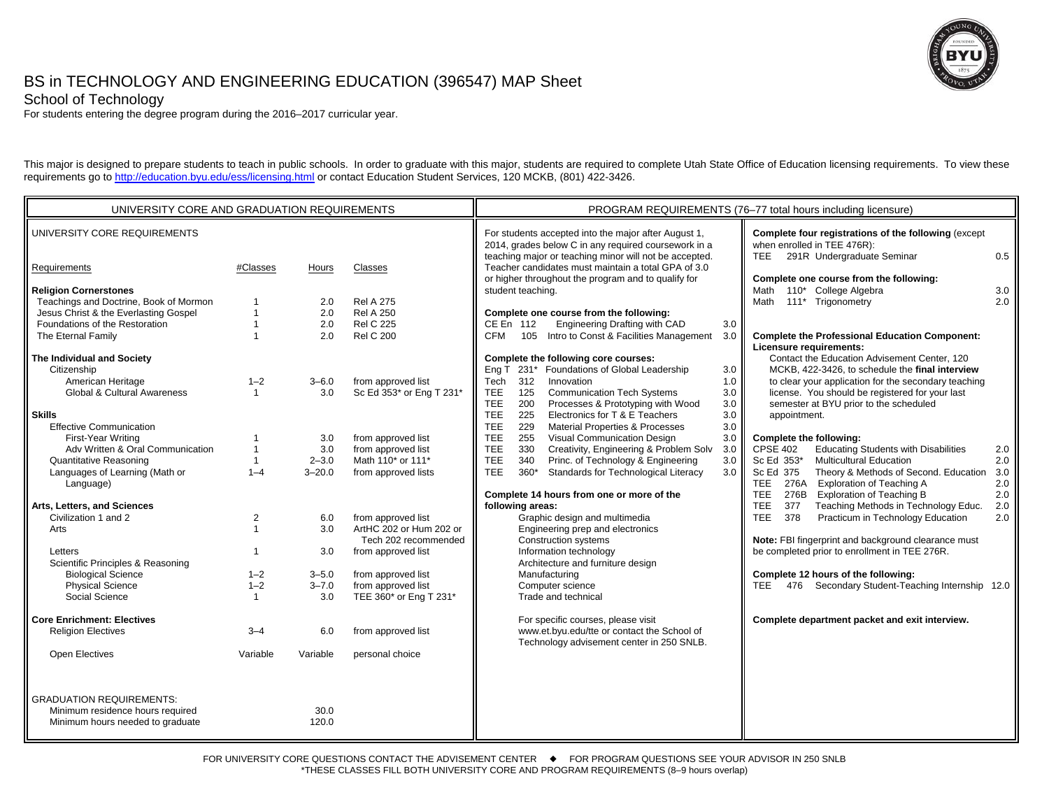# BS in TECHNOLOGY AND ENGINEERING EDUCATION (396547) MAP Sheet

## School of Technology

For students entering the degree program during the 2016–2017 curricular year.

This major is designed to prepare students to teach in public schools. In order to graduate with this major, students are required to complete Utah State Office of Education licensing requirements. To view these requirements go to http://education.byu.edu/ess/licensing.html or contact Education Student Services, 120 MCKB, (801) 422-3426.

## UNIVERSITY CORE AND GRADUATION REQUIREMENTS

### UNIVERSITY CORE REQUIREMENTS

| Requirements | #Classes | Hours | Classes |
|---|---|---|---|
| **Religion Cornerstones** | | | |
| Teachings and Doctrine, Book of Mormon | 1 | 2.0 | Rel A 275 |
| Jesus Christ & the Everlasting Gospel | 1 | 2.0 | Rel A 250 |
| Foundations of the Restoration | 1 | 2.0 | Rel C 225 |
| The Eternal Family | 1 | 2.0 | Rel C 200 |
| **The Individual and Society** | | | |
| Citizenship | | | |
| American Heritage | 1–2 | 3–6.0 | from approved list |
| Global & Cultural Awareness | 1 | 3.0 | Sc Ed 353* or Eng T 231* |
| **Skills** | | | |
| Effective Communication | | | |
| First-Year Writing | 1 | 3.0 | from approved list |
| Adv Written & Oral Communication | 1 | 3.0 | from approved list |
| Quantitative Reasoning | 1 | 2–3.0 | Math 110* or 111* |
| Languages of Learning (Math or Language) | 1–4 | 3–20.0 | from approved lists |
| **Arts, Letters, and Sciences** | | | |
| Civilization 1 and 2 | 2 | 6.0 | from approved list |
| Arts | 1 | 3.0 | ArtHC 202 or Hum 202 or Tech 202 recommended |
| Letters | 1 | 3.0 | from approved list |
| Scientific Principles & Reasoning | | | |
| Biological Science | 1–2 | 3–5.0 | from approved list |
| Physical Science | 1–2 | 3–7.0 | from approved list |
| Social Science | 1 | 3.0 | TEE 360* or Eng T 231* |
| **Core Enrichment: Electives** | | | |
| Religion Electives | 3–4 | 6.0 | from approved list |
| Open Electives | Variable | Variable | personal choice |

GRADUATION REQUIREMENTS:

| | |
|---|---|
| Minimum residence hours required | 30.0 |
| Minimum hours needed to graduate | 120.0 |

## PROGRAM REQUIREMENTS (76–77 total hours including licensure)

For students accepted into the major after August 1, 2014, grades below C in any required coursework in a teaching major or teaching minor will not be accepted. Teacher candidates must maintain a total GPA of 3.0 or higher throughout the program and to qualify for student teaching.

**Complete one course from the following:**

| | | | |
|---|---|---|---|
| CE En | 112 | Engineering Drafting with CAD | 3.0 |
| CFM | 105 | Intro to Const & Facilities Management | 3.0 |

**Complete the following core courses:**

| | | | |
|---|---|---|---|
| Eng T | 231* | Foundations of Global Leadership | 3.0 |
| Tech | 312 | Innovation | 1.0 |
| TEE | 125 | Communication Tech Systems | 3.0 |
| TEE | 200 | Processes & Prototyping with Wood | 3.0 |
| TEE | 225 | Electronics for T & E Teachers | 3.0 |
| TEE | 229 | Material Properties & Processes | 3.0 |
| TEE | 255 | Visual Communication Design | 3.0 |
| TEE | 330 | Creativity, Engineering & Problem Solv | 3.0 |
| TEE | 340 | Princ. of Technology & Engineering | 3.0 |
| TEE | 360* | Standards for Technological Literacy | 3.0 |

**Complete 14 hours from one or more of the following areas:**

- Graphic design and multimedia
- Engineering prep and electronics
- Construction systems
- Information technology
- Architecture and furniture design
- Manufacturing
- Computer science
- Trade and technical

For specific courses, please visit www.et.byu.edu/tte or contact the School of Technology advisement center in 250 SNLB.

**Complete four registrations of the following** (except when enrolled in TEE 476R):

| | | | |
|---|---|---|---|
| TEE | 291R | Undergraduate Seminar | 0.5 |

**Complete one course from the following:**

| | | | |
|---|---|---|---|
| Math | 110* | College Algebra | 3.0 |
| Math | 111* | Trigonometry | 2.0 |

**Complete the Professional Education Component:**

**Licensure requirements:**

Contact the Education Advisement Center, 120 MCKB, 422-3426, to schedule the **final interview** to clear your application for the secondary teaching license. You should be registered for your last semester at BYU prior to the scheduled appointment.

**Complete the following:**

| | | | |
|---|---|---|---|
| CPSE | 402 | Educating Students with Disabilities | 2.0 |
| Sc Ed | 353* | Multicultural Education | 2.0 |
| Sc Ed | 375 | Theory & Methods of Second. Education | 3.0 |
| TEE | 276A | Exploration of Teaching A | 2.0 |
| TEE | 276B | Exploration of Teaching B | 2.0 |
| TEE | 377 | Teaching Methods in Technology Educ. | 2.0 |
| TEE | 378 | Practicum in Technology Education | 2.0 |

**Note:** FBI fingerprint and background clearance must be completed prior to enrollment in TEE 276R.

**Complete 12 hours of the following:**

| | | | |
|---|---|---|---|
| TEE | 476 | Secondary Student-Teaching Internship | 12.0 |

**Complete department packet and exit interview.**

FOR UNIVERSITY CORE QUESTIONS CONTACT THE ADVISEMENT CENTER ◆ FOR PROGRAM QUESTIONS SEE YOUR ADVISOR IN 250 SNLB

*THESE CLASSES FILL BOTH UNIVERSITY CORE AND PROGRAM REQUIREMENTS (8–9 hours overlap)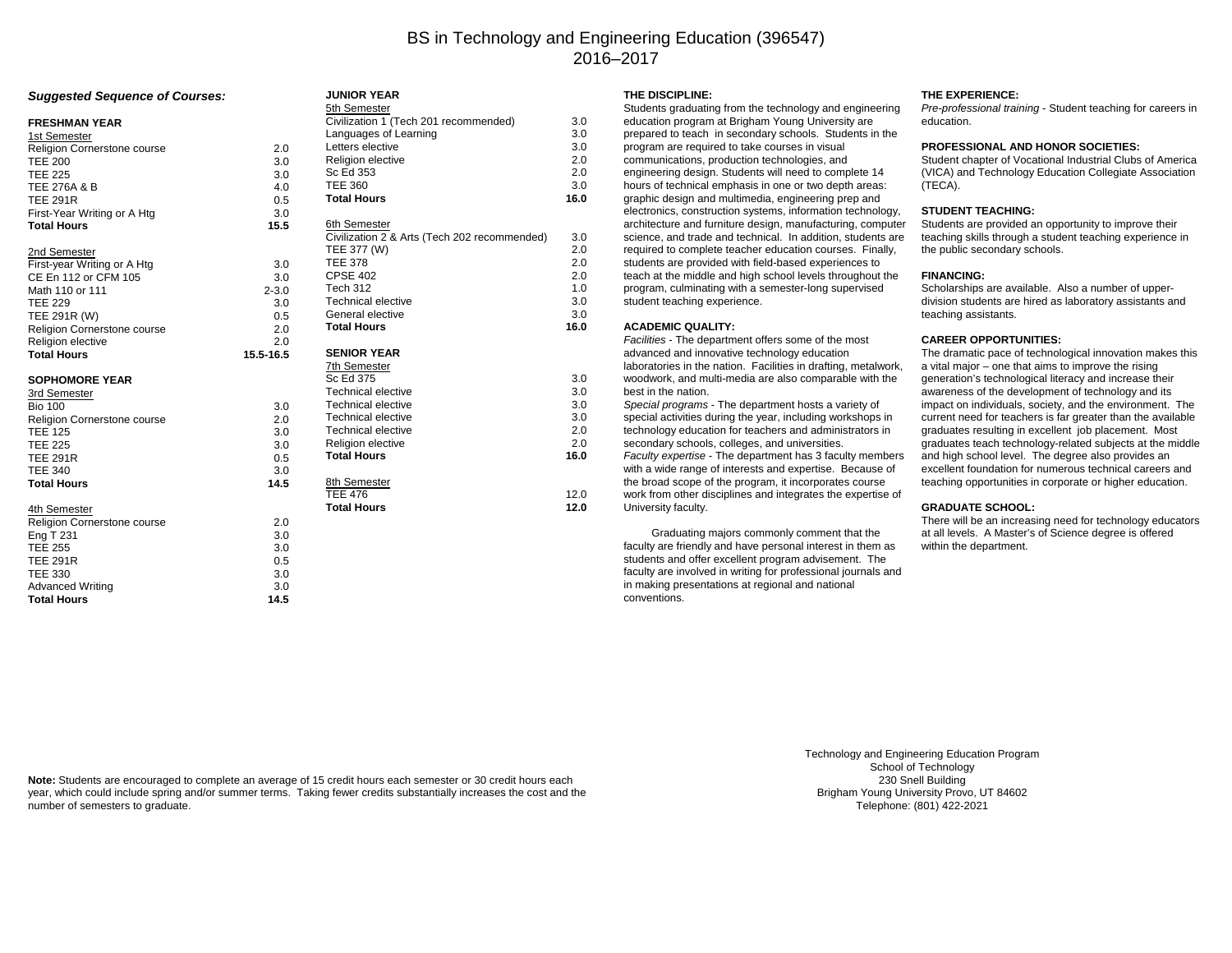# BS in Technology and Engineering Education (396547)

## 2016–2017

***Suggested Sequence of Courses:***

### FRESHMAN YEAR

**1st Semester**

| | |
|---|---|
| Religion Cornerstone course | 2.0 |
| TEE 200 | 3.0 |
| TEE 225 | 3.0 |
| TEE 276A & B | 4.0 |
| TEE 291R | 0.5 |
| First-Year Writing or A Htg | 3.0 |
| **Total Hours** | **15.5** |

**2nd Semester**

| | |
|---|---|
| First-year Writing or A Htg | 3.0 |
| CE En 112 or CFM 105 | 3.0 |
| Math 110 or 111 | 2-3.0 |
| TEE 229 | 3.0 |
| TEE 291R (W) | 0.5 |
| Religion Cornerstone course | 2.0 |
| Religion elective | 2.0 |
| **Total Hours** | **15.5-16.5** |

### SOPHOMORE YEAR

**3rd Semester**

| | |
|---|---|
| Bio 100 | 3.0 |
| Religion Cornerstone course | 2.0 |
| TEE 125 | 3.0 |
| TEE 225 | 3.0 |
| TEE 291R | 0.5 |
| TEE 340 | 3.0 |
| **Total Hours** | **14.5** |

**4th Semester**

| | |
|---|---|
| Religion Cornerstone course | 2.0 |
| Eng T 231 | 3.0 |
| TEE 255 | 3.0 |
| TEE 291R | 0.5 |
| TEE 330 | 3.0 |
| Advanced Writing | 3.0 |
| **Total Hours** | **14.5** |

### JUNIOR YEAR

**5th Semester**

| | |
|---|---|
| Civilization 1 (Tech 201 recommended) | 3.0 |
| Languages of Learning | 3.0 |
| Letters elective | 3.0 |
| Religion elective | 2.0 |
| Sc Ed 353 | 2.0 |
| TEE 360 | 3.0 |
| **Total Hours** | **16.0** |

**6th Semester**

| | |
|---|---|
| Civilization 2 & Arts (Tech 202 recommended) | 3.0 |
| TEE 377 (W) | 2.0 |
| TEE 378 | 2.0 |
| CPSE 402 | 2.0 |
| Tech 312 | 1.0 |
| Technical elective | 3.0 |
| General elective | 3.0 |
| **Total Hours** | **16.0** |

### SENIOR YEAR

**7th Semester**

| | |
|---|---|
| Sc Ed 375 | 3.0 |
| Technical elective | 3.0 |
| Technical elective | 3.0 |
| Technical elective | 3.0 |
| Technical elective | 2.0 |
| Religion elective | 2.0 |
| **Total Hours** | **16.0** |

**8th Semester**

| | |
|---|---|
| TEE 476 | 12.0 |
| **Total Hours** | **12.0** |

**Note:** Students are encouraged to complete an average of 15 credit hours each semester or 30 credit hours each year, which could include spring and/or summer terms. Taking fewer credits substantially increases the cost and the number of semesters to graduate.

### THE DISCIPLINE:

Students graduating from the technology and engineering education program at Brigham Young University are prepared to teach in secondary schools. Students in the program are required to take courses in visual communications, production technologies, and engineering design. Students will need to complete 14 hours of technical emphasis in one or two depth areas: graphic design and multimedia, engineering prep and electronics, construction systems, information technology, architecture and furniture design, manufacturing, computer science, and trade and technical. In addition, students are required to complete teacher education courses. Finally, students are provided with field-based experiences to teach at the middle and high school levels throughout the program, culminating with a semester-long supervised student teaching experience.

### ACADEMIC QUALITY:

*Facilities* - The department offers some of the most advanced and innovative technology education laboratories in the nation. Facilities in drafting, metalwork, woodwork, and multi-media are also comparable with the best in the nation.

*Special programs* - The department hosts a variety of special activities during the year, including workshops in technology education for teachers and administrators in secondary schools, colleges, and universities.

*Faculty expertise* - The department has 3 faculty members with a wide range of interests and expertise. Because of the broad scope of the program, it incorporates course work from other disciplines and integrates the expertise of University faculty.

Graduating majors commonly comment that the faculty are friendly and have personal interest in them as students and offer excellent program advisement. The faculty are involved in writing for professional journals and in making presentations at regional and national conventions.

### THE EXPERIENCE:

*Pre-professional training* - Student teaching for careers in education.

### PROFESSIONAL AND HONOR SOCIETIES:

Student chapter of Vocational Industrial Clubs of America (VICA) and Technology Education Collegiate Association (TECA).

### STUDENT TEACHING:

Students are provided an opportunity to improve their teaching skills through a student teaching experience in the public secondary schools.

### FINANCING:

Scholarships are available. Also a number of upper-division students are hired as laboratory assistants and teaching assistants.

### CAREER OPPORTUNITIES:

The dramatic pace of technological innovation makes this a vital major – one that aims to improve the rising generation's technological literacy and increase their awareness of the development of technology and its impact on individuals, society, and the environment. The current need for teachers is far greater than the available graduates resulting in excellent job placement. Most graduates teach technology-related subjects at the middle and high school level. The degree also provides an excellent foundation for numerous technical careers and teaching opportunities in corporate or higher education.

### GRADUATE SCHOOL:

There will be an increasing need for technology educators at all levels. A Master's of Science degree is offered within the department.

Technology and Engineering Education Program
School of Technology
230 Snell Building
Brigham Young University Provo, UT 84602
Telephone: (801) 422-2021